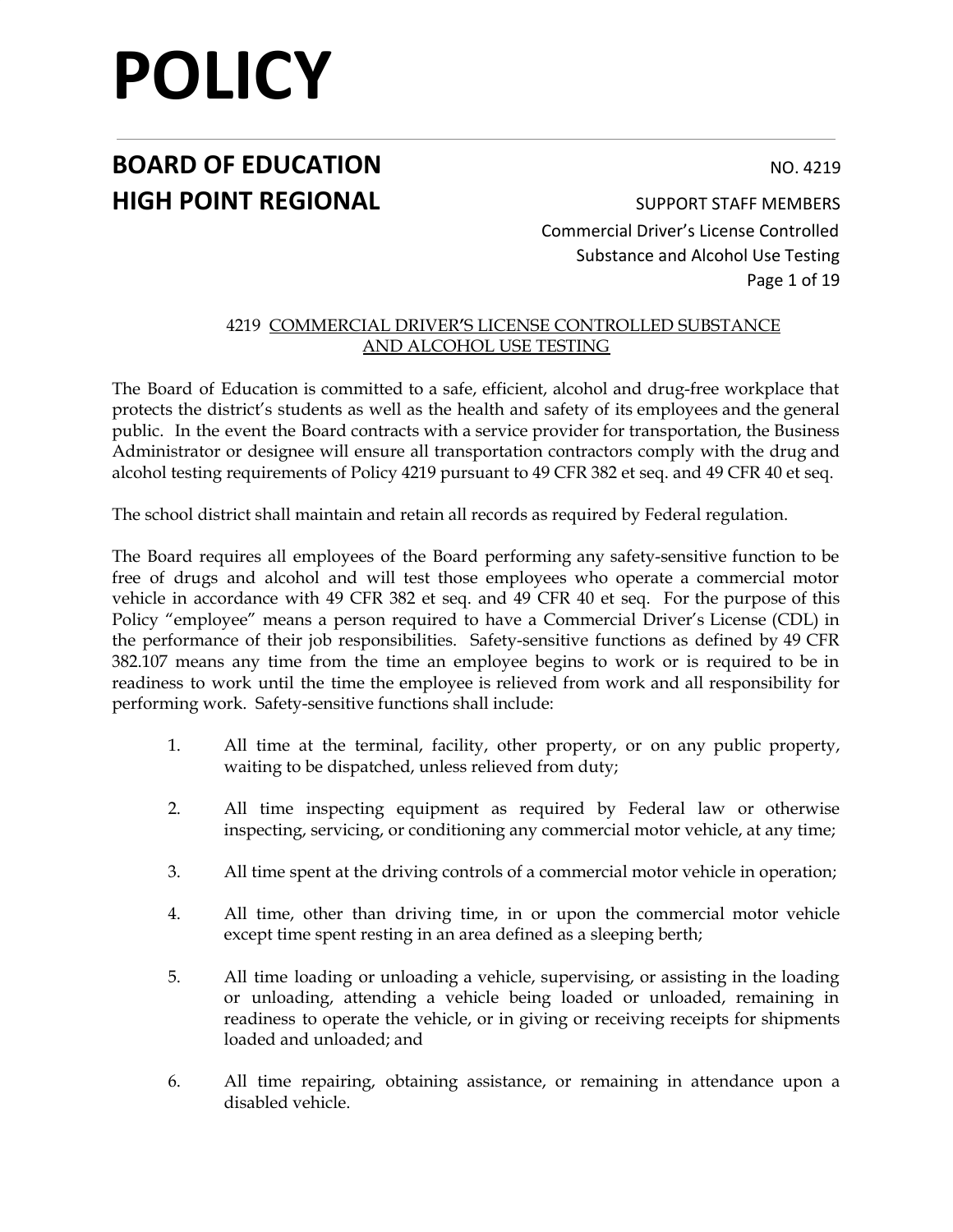# POLICY

## BOARD OF EDUCATION
## HIGH POINT REGIONAL

NO. 4219

SUPPORT STAFF MEMBERS
Commercial Driver's License Controlled Substance and Alcohol Use Testing

### 4219 COMMERCIAL DRIVER'S LICENSE CONTROLLED SUBSTANCE AND ALCOHOL USE TESTING

The Board of Education is committed to a safe, efficient, alcohol and drug-free workplace that protects the district's students as well as the health and safety of its employees and the general public. In the event the Board contracts with a service provider for transportation, the Business Administrator or designee will ensure all transportation contractors comply with the drug and alcohol testing requirements of Policy 4219 pursuant to 49 CFR 382 et seq. and 49 CFR 40 et seq.

The school district shall maintain and retain all records as required by Federal regulation.

The Board requires all employees of the Board performing any safety-sensitive function to be free of drugs and alcohol and will test those employees who operate a commercial motor vehicle in accordance with 49 CFR 382 et seq. and 49 CFR 40 et seq. For the purpose of this Policy "employee" means a person required to have a Commercial Driver's License (CDL) in the performance of their job responsibilities. Safety-sensitive functions as defined by 49 CFR 382.107 means any time from the time an employee begins to work or is required to be in readiness to work until the time the employee is relieved from work and all responsibility for performing work. Safety-sensitive functions shall include:

1. All time at the terminal, facility, other property, or on any public property, waiting to be dispatched, unless relieved from duty;

2. All time inspecting equipment as required by Federal law or otherwise inspecting, servicing, or conditioning any commercial motor vehicle, at any time;

3. All time spent at the driving controls of a commercial motor vehicle in operation;

4. All time, other than driving time, in or upon the commercial motor vehicle except time spent resting in an area defined as a sleeping berth;

5. All time loading or unloading a vehicle, supervising, or assisting in the loading or unloading, attending a vehicle being loaded or unloaded, remaining in readiness to operate the vehicle, or in giving or receiving receipts for shipments loaded and unloaded; and

6. All time repairing, obtaining assistance, or remaining in attendance upon a disabled vehicle.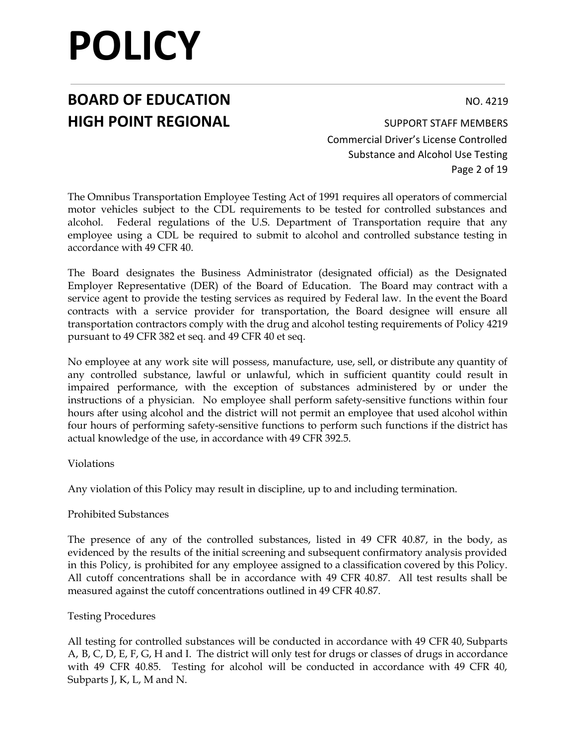The Omnibus Transportation Employee Testing Act of 1991 requires all operators of commercial motor vehicles subject to the CDL requirements to be tested for controlled substances and alcohol. Federal regulations of the U.S. Department of Transportation require that any employee using a CDL be required to submit to alcohol and controlled substance testing in accordance with 49 CFR 40.

The Board designates the Business Administrator (designated official) as the Designated Employer Representative (DER) of the Board of Education. The Board may contract with a service agent to provide the testing services as required by Federal law. In the event the Board contracts with a service provider for transportation, the Board designee will ensure all transportation contractors comply with the drug and alcohol testing requirements of Policy 4219 pursuant to 49 CFR 382 et seq. and 49 CFR 40 et seq.

No employee at any work site will possess, manufacture, use, sell, or distribute any quantity of any controlled substance, lawful or unlawful, which in sufficient quantity could result in impaired performance, with the exception of substances administered by or under the instructions of a physician. No employee shall perform safety-sensitive functions within four hours after using alcohol and the district will not permit an employee that used alcohol within four hours of performing safety-sensitive functions to perform such functions if the district has actual knowledge of the use, in accordance with 49 CFR 392.5.

Violations

Any violation of this Policy may result in discipline, up to and including termination.

Prohibited Substances

The presence of any of the controlled substances, listed in 49 CFR 40.87, in the body, as evidenced by the results of the initial screening and subsequent confirmatory analysis provided in this Policy, is prohibited for any employee assigned to a classification covered by this Policy. All cutoff concentrations shall be in accordance with 49 CFR 40.87. All test results shall be measured against the cutoff concentrations outlined in 49 CFR 40.87.

Testing Procedures

All testing for controlled substances will be conducted in accordance with 49 CFR 40, Subparts A, B, C, D, E, F, G, H and I. The district will only test for drugs or classes of drugs in accordance with 49 CFR 40.85. Testing for alcohol will be conducted in accordance with 49 CFR 40, Subparts J, K, L, M and N.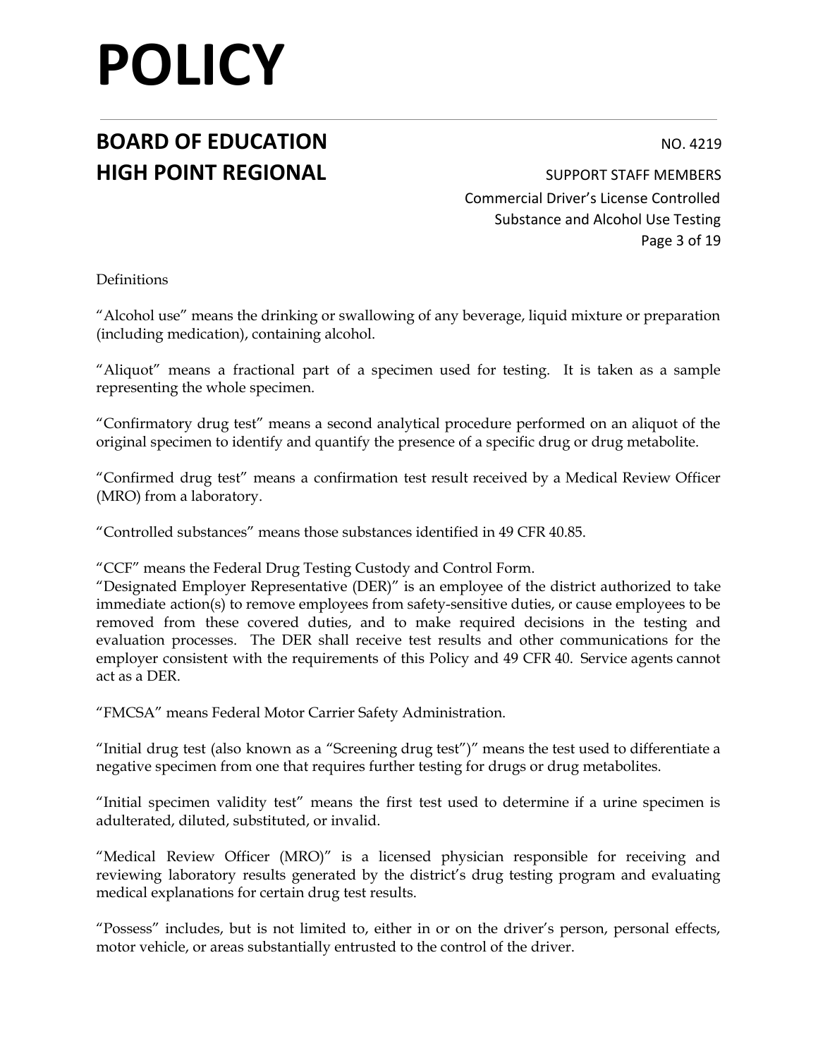Definitions

"Alcohol use" means the drinking or swallowing of any beverage, liquid mixture or preparation (including medication), containing alcohol.

"Aliquot" means a fractional part of a specimen used for testing. It is taken as a sample representing the whole specimen.

"Confirmatory drug test" means a second analytical procedure performed on an aliquot of the original specimen to identify and quantify the presence of a specific drug or drug metabolite.

"Confirmed drug test" means a confirmation test result received by a Medical Review Officer (MRO) from a laboratory.

"Controlled substances" means those substances identified in 49 CFR 40.85.

"CCF" means the Federal Drug Testing Custody and Control Form.

"Designated Employer Representative (DER)" is an employee of the district authorized to take immediate action(s) to remove employees from safety-sensitive duties, or cause employees to be removed from these covered duties, and to make required decisions in the testing and evaluation processes. The DER shall receive test results and other communications for the employer consistent with the requirements of this Policy and 49 CFR 40. Service agents cannot act as a DER.

"FMCSA" means Federal Motor Carrier Safety Administration.

"Initial drug test (also known as a "Screening drug test")" means the test used to differentiate a negative specimen from one that requires further testing for drugs or drug metabolites.

"Initial specimen validity test" means the first test used to determine if a urine specimen is adulterated, diluted, substituted, or invalid.

"Medical Review Officer (MRO)" is a licensed physician responsible for receiving and reviewing laboratory results generated by the district's drug testing program and evaluating medical explanations for certain drug test results.

"Possess" includes, but is not limited to, either in or on the driver's person, personal effects, motor vehicle, or areas substantially entrusted to the control of the driver.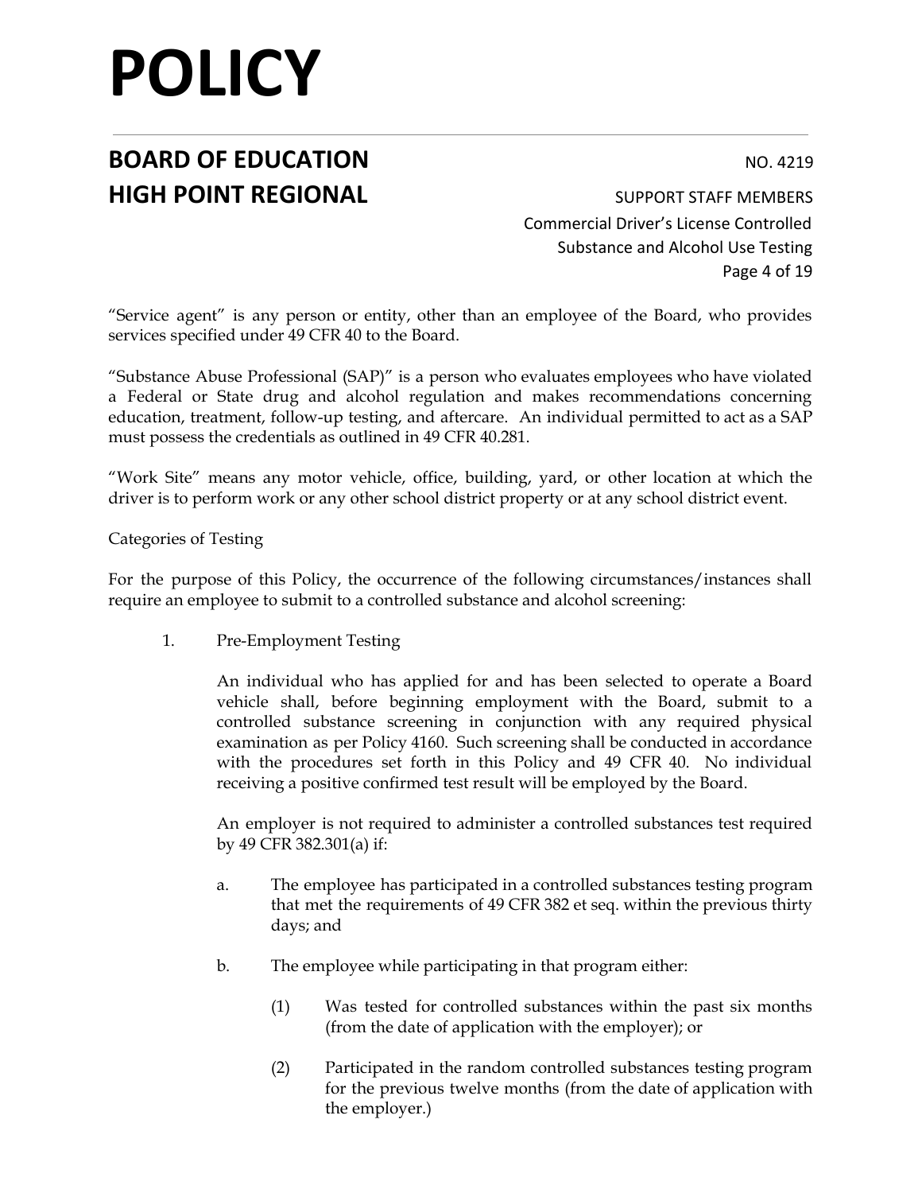"Service agent" is any person or entity, other than an employee of the Board, who provides services specified under 49 CFR 40 to the Board.

"Substance Abuse Professional (SAP)" is a person who evaluates employees who have violated a Federal or State drug and alcohol regulation and makes recommendations concerning education, treatment, follow-up testing, and aftercare. An individual permitted to act as a SAP must possess the credentials as outlined in 49 CFR 40.281.

"Work Site" means any motor vehicle, office, building, yard, or other location at which the driver is to perform work or any other school district property or at any school district event.

Categories of Testing

For the purpose of this Policy, the occurrence of the following circumstances/instances shall require an employee to submit to a controlled substance and alcohol screening:

1. Pre-Employment Testing

   An individual who has applied for and has been selected to operate a Board vehicle shall, before beginning employment with the Board, submit to a controlled substance screening in conjunction with any required physical examination as per Policy 4160. Such screening shall be conducted in accordance with the procedures set forth in this Policy and 49 CFR 40. No individual receiving a positive confirmed test result will be employed by the Board.

   An employer is not required to administer a controlled substances test required by 49 CFR 382.301(a) if:

   a. The employee has participated in a controlled substances testing program that met the requirements of 49 CFR 382 et seq. within the previous thirty days; and

   b. The employee while participating in that program either:

      (1) Was tested for controlled substances within the past six months (from the date of application with the employer); or

      (2) Participated in the random controlled substances testing program for the previous twelve months (from the date of application with the employer.)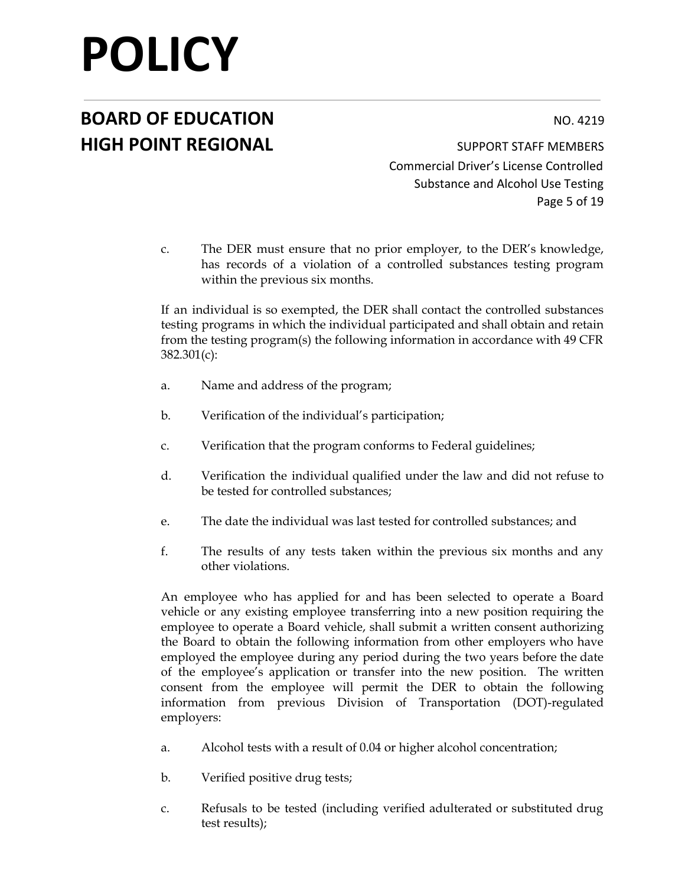c. The DER must ensure that no prior employer, to the DER's knowledge, has records of a violation of a controlled substances testing program within the previous six months.

If an individual is so exempted, the DER shall contact the controlled substances testing programs in which the individual participated and shall obtain and retain from the testing program(s) the following information in accordance with 49 CFR 382.301(c):

a. Name and address of the program;

b. Verification of the individual's participation;

c. Verification that the program conforms to Federal guidelines;

d. Verification the individual qualified under the law and did not refuse to be tested for controlled substances;

e. The date the individual was last tested for controlled substances; and

f. The results of any tests taken within the previous six months and any other violations.

An employee who has applied for and has been selected to operate a Board vehicle or any existing employee transferring into a new position requiring the employee to operate a Board vehicle, shall submit a written consent authorizing the Board to obtain the following information from other employers who have employed the employee during any period during the two years before the date of the employee's application or transfer into the new position. The written consent from the employee will permit the DER to obtain the following information from previous Division of Transportation (DOT)-regulated employers:

a. Alcohol tests with a result of 0.04 or higher alcohol concentration;

b. Verified positive drug tests;

c. Refusals to be tested (including verified adulterated or substituted drug test results);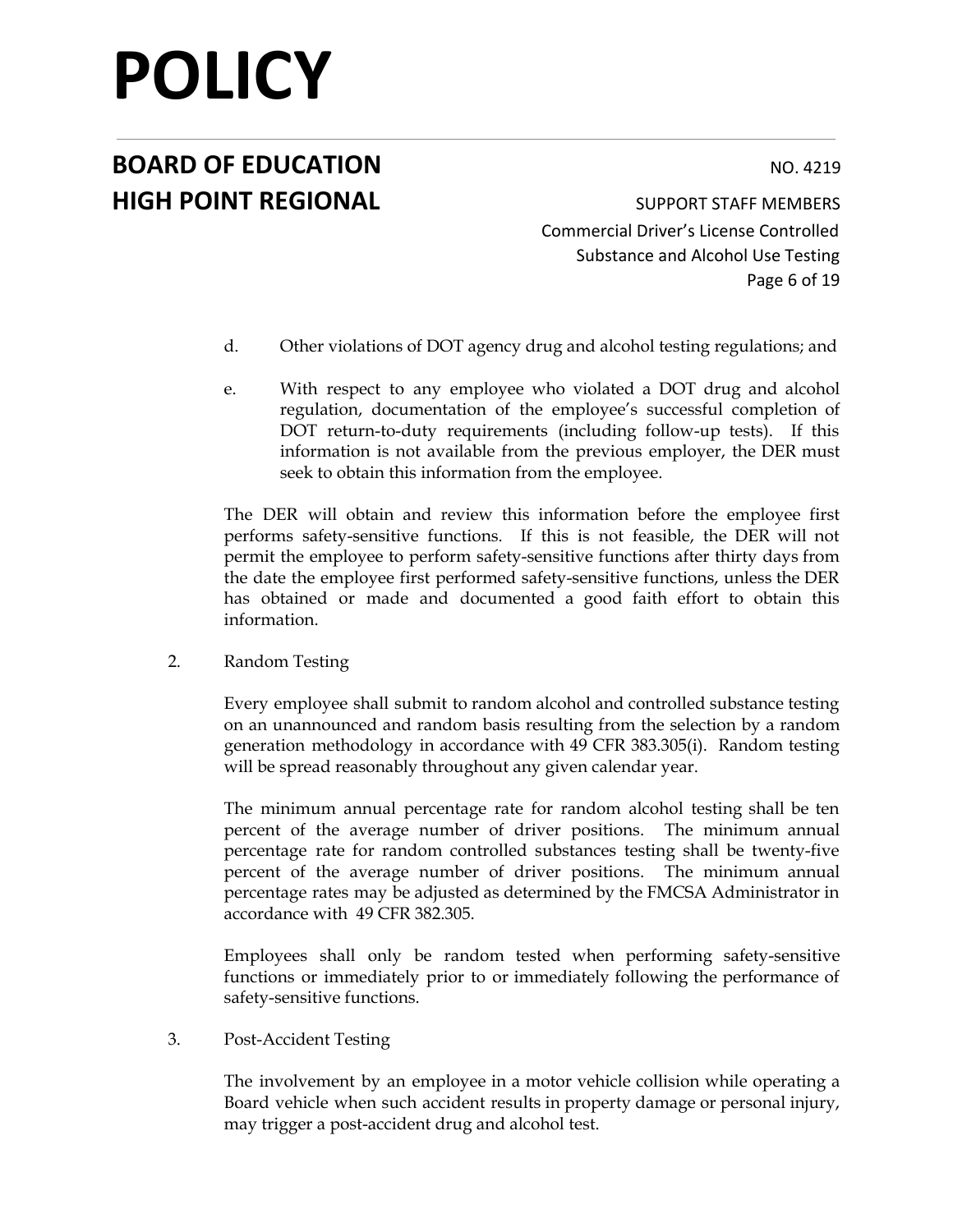d. Other violations of DOT agency drug and alcohol testing regulations; and

e. With respect to any employee who violated a DOT drug and alcohol regulation, documentation of the employee's successful completion of DOT return-to-duty requirements (including follow-up tests). If this information is not available from the previous employer, the DER must seek to obtain this information from the employee.

The DER will obtain and review this information before the employee first performs safety-sensitive functions. If this is not feasible, the DER will not permit the employee to perform safety-sensitive functions after thirty days from the date the employee first performed safety-sensitive functions, unless the DER has obtained or made and documented a good faith effort to obtain this information.

2. Random Testing

Every employee shall submit to random alcohol and controlled substance testing on an unannounced and random basis resulting from the selection by a random generation methodology in accordance with 49 CFR 383.305(i). Random testing will be spread reasonably throughout any given calendar year.

The minimum annual percentage rate for random alcohol testing shall be ten percent of the average number of driver positions. The minimum annual percentage rate for random controlled substances testing shall be twenty-five percent of the average number of driver positions. The minimum annual percentage rates may be adjusted as determined by the FMCSA Administrator in accordance with 49 CFR 382.305.

Employees shall only be random tested when performing safety-sensitive functions or immediately prior to or immediately following the performance of safety-sensitive functions.

3. Post-Accident Testing

The involvement by an employee in a motor vehicle collision while operating a Board vehicle when such accident results in property damage or personal injury, may trigger a post-accident drug and alcohol test.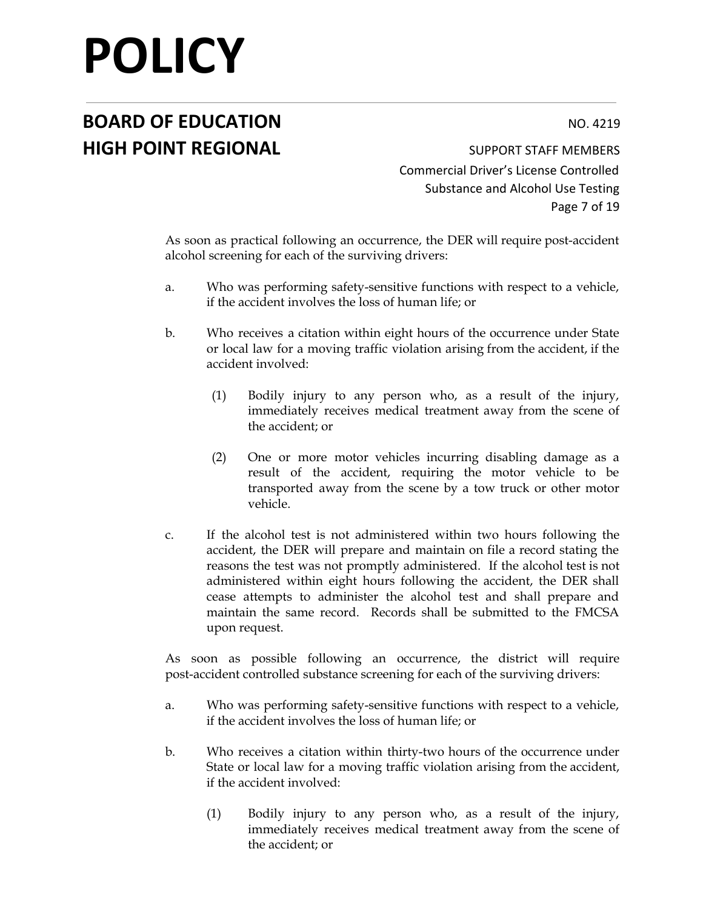As soon as practical following an occurrence, the DER will require post-accident alcohol screening for each of the surviving drivers:

a. Who was performing safety-sensitive functions with respect to a vehicle, if the accident involves the loss of human life; or

b. Who receives a citation within eight hours of the occurrence under State or local law for a moving traffic violation arising from the accident, if the accident involved:

   (1) Bodily injury to any person who, as a result of the injury, immediately receives medical treatment away from the scene of the accident; or

   (2) One or more motor vehicles incurring disabling damage as a result of the accident, requiring the motor vehicle to be transported away from the scene by a tow truck or other motor vehicle.

c. If the alcohol test is not administered within two hours following the accident, the DER will prepare and maintain on file a record stating the reasons the test was not promptly administered. If the alcohol test is not administered within eight hours following the accident, the DER shall cease attempts to administer the alcohol test and shall prepare and maintain the same record. Records shall be submitted to the FMCSA upon request.

As soon as possible following an occurrence, the district will require post-accident controlled substance screening for each of the surviving drivers:

a. Who was performing safety-sensitive functions with respect to a vehicle, if the accident involves the loss of human life; or

b. Who receives a citation within thirty-two hours of the occurrence under State or local law for a moving traffic violation arising from the accident, if the accident involved:

   (1) Bodily injury to any person who, as a result of the injury, immediately receives medical treatment away from the scene of the accident; or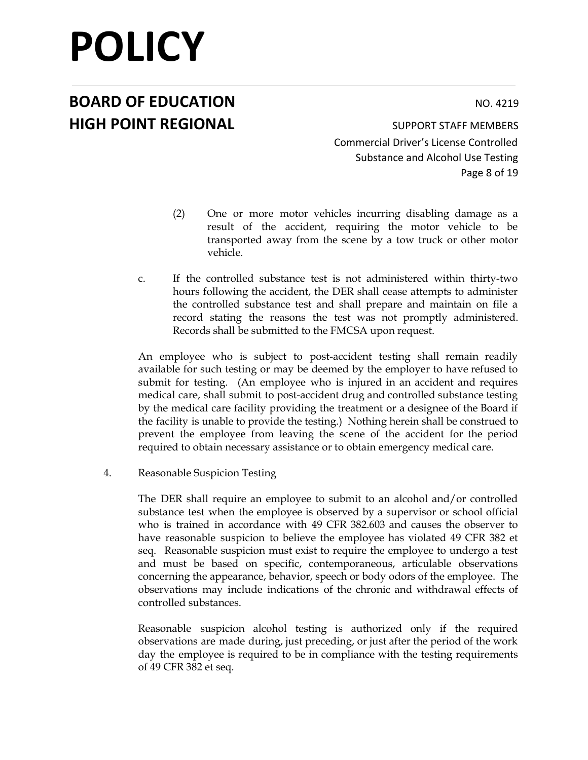(2) One or more motor vehicles incurring disabling damage as a result of the accident, requiring the motor vehicle to be transported away from the scene by a tow truck or other motor vehicle.

c. If the controlled substance test is not administered within thirty-two hours following the accident, the DER shall cease attempts to administer the controlled substance test and shall prepare and maintain on file a record stating the reasons the test was not promptly administered. Records shall be submitted to the FMCSA upon request.

An employee who is subject to post-accident testing shall remain readily available for such testing or may be deemed by the employer to have refused to submit for testing. (An employee who is injured in an accident and requires medical care, shall submit to post-accident drug and controlled substance testing by the medical care facility providing the treatment or a designee of the Board if the facility is unable to provide the testing.) Nothing herein shall be construed to prevent the employee from leaving the scene of the accident for the period required to obtain necessary assistance or to obtain emergency medical care.

4. Reasonable Suspicion Testing

The DER shall require an employee to submit to an alcohol and/or controlled substance test when the employee is observed by a supervisor or school official who is trained in accordance with 49 CFR 382.603 and causes the observer to have reasonable suspicion to believe the employee has violated 49 CFR 382 et seq. Reasonable suspicion must exist to require the employee to undergo a test and must be based on specific, contemporaneous, articulable observations concerning the appearance, behavior, speech or body odors of the employee. The observations may include indications of the chronic and withdrawal effects of controlled substances.

Reasonable suspicion alcohol testing is authorized only if the required observations are made during, just preceding, or just after the period of the work day the employee is required to be in compliance with the testing requirements of 49 CFR 382 et seq.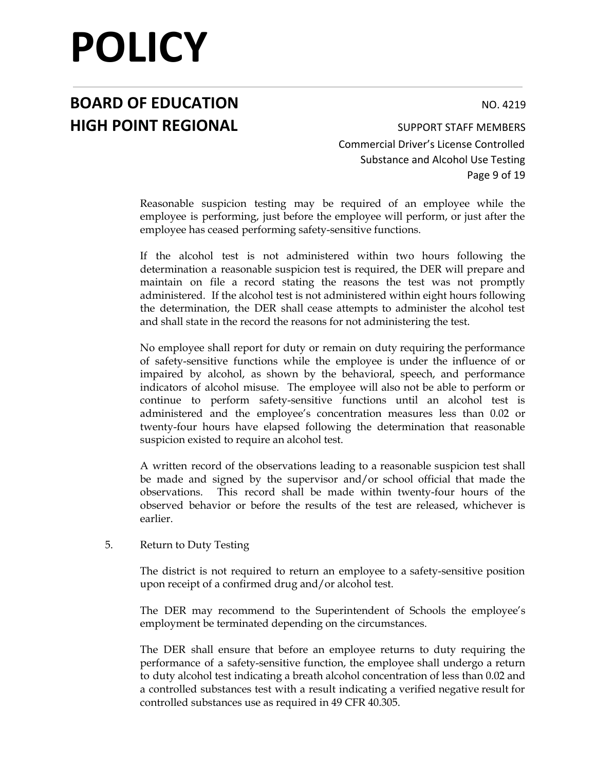Reasonable suspicion testing may be required of an employee while the employee is performing, just before the employee will perform, or just after the employee has ceased performing safety-sensitive functions.

If the alcohol test is not administered within two hours following the determination a reasonable suspicion test is required, the DER will prepare and maintain on file a record stating the reasons the test was not promptly administered. If the alcohol test is not administered within eight hours following the determination, the DER shall cease attempts to administer the alcohol test and shall state in the record the reasons for not administering the test.

No employee shall report for duty or remain on duty requiring the performance of safety-sensitive functions while the employee is under the influence of or impaired by alcohol, as shown by the behavioral, speech, and performance indicators of alcohol misuse. The employee will also not be able to perform or continue to perform safety-sensitive functions until an alcohol test is administered and the employee's concentration measures less than 0.02 or twenty-four hours have elapsed following the determination that reasonable suspicion existed to require an alcohol test.

A written record of the observations leading to a reasonable suspicion test shall be made and signed by the supervisor and/or school official that made the observations. This record shall be made within twenty-four hours of the observed behavior or before the results of the test are released, whichever is earlier.

5. Return to Duty Testing

The district is not required to return an employee to a safety-sensitive position upon receipt of a confirmed drug and/or alcohol test.

The DER may recommend to the Superintendent of Schools the employee's employment be terminated depending on the circumstances.

The DER shall ensure that before an employee returns to duty requiring the performance of a safety-sensitive function, the employee shall undergo a return to duty alcohol test indicating a breath alcohol concentration of less than 0.02 and a controlled substances test with a result indicating a verified negative result for controlled substances use as required in 49 CFR 40.305.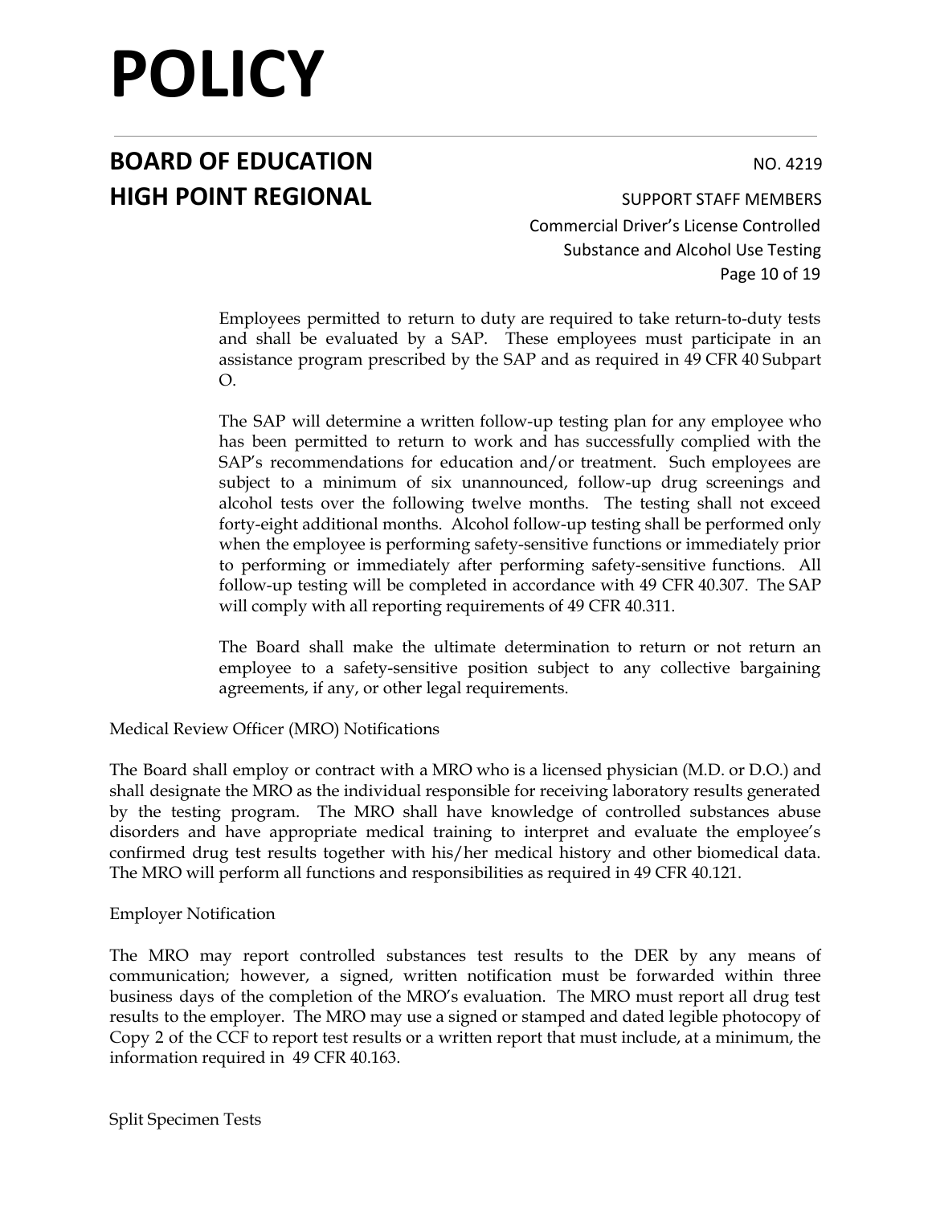Employees permitted to return to duty are required to take return-to-duty tests and shall be evaluated by a SAP. These employees must participate in an assistance program prescribed by the SAP and as required in 49 CFR 40 Subpart O.

The SAP will determine a written follow-up testing plan for any employee who has been permitted to return to work and has successfully complied with the SAP's recommendations for education and/or treatment. Such employees are subject to a minimum of six unannounced, follow-up drug screenings and alcohol tests over the following twelve months. The testing shall not exceed forty-eight additional months. Alcohol follow-up testing shall be performed only when the employee is performing safety-sensitive functions or immediately prior to performing or immediately after performing safety-sensitive functions. All follow-up testing will be completed in accordance with 49 CFR 40.307. The SAP will comply with all reporting requirements of 49 CFR 40.311.

The Board shall make the ultimate determination to return or not return an employee to a safety-sensitive position subject to any collective bargaining agreements, if any, or other legal requirements.

Medical Review Officer (MRO) Notifications

The Board shall employ or contract with a MRO who is a licensed physician (M.D. or D.O.) and shall designate the MRO as the individual responsible for receiving laboratory results generated by the testing program. The MRO shall have knowledge of controlled substances abuse disorders and have appropriate medical training to interpret and evaluate the employee's confirmed drug test results together with his/her medical history and other biomedical data. The MRO will perform all functions and responsibilities as required in 49 CFR 40.121.

Employer Notification

The MRO may report controlled substances test results to the DER by any means of communication; however, a signed, written notification must be forwarded within three business days of the completion of the MRO's evaluation. The MRO must report all drug test results to the employer. The MRO may use a signed or stamped and dated legible photocopy of Copy 2 of the CCF to report test results or a written report that must include, at a minimum, the information required in 49 CFR 40.163.

Split Specimen Tests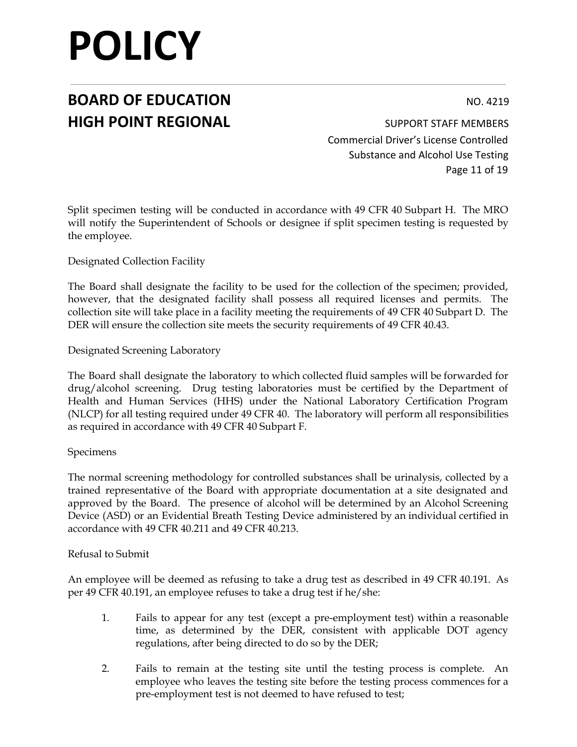Split specimen testing will be conducted in accordance with 49 CFR 40 Subpart H. The MRO will notify the Superintendent of Schools or designee if split specimen testing is requested by the employee.

Designated Collection Facility

The Board shall designate the facility to be used for the collection of the specimen; provided, however, that the designated facility shall possess all required licenses and permits. The collection site will take place in a facility meeting the requirements of 49 CFR 40 Subpart D. The DER will ensure the collection site meets the security requirements of 49 CFR 40.43.

Designated Screening Laboratory

The Board shall designate the laboratory to which collected fluid samples will be forwarded for drug/alcohol screening. Drug testing laboratories must be certified by the Department of Health and Human Services (HHS) under the National Laboratory Certification Program (NLCP) for all testing required under 49 CFR 40. The laboratory will perform all responsibilities as required in accordance with 49 CFR 40 Subpart F.

Specimens

The normal screening methodology for controlled substances shall be urinalysis, collected by a trained representative of the Board with appropriate documentation at a site designated and approved by the Board. The presence of alcohol will be determined by an Alcohol Screening Device (ASD) or an Evidential Breath Testing Device administered by an individual certified in accordance with 49 CFR 40.211 and 49 CFR 40.213.

Refusal to Submit

An employee will be deemed as refusing to take a drug test as described in 49 CFR 40.191. As per 49 CFR 40.191, an employee refuses to take a drug test if he/she:

1. Fails to appear for any test (except a pre-employment test) within a reasonable time, as determined by the DER, consistent with applicable DOT agency regulations, after being directed to do so by the DER;

2. Fails to remain at the testing site until the testing process is complete. An employee who leaves the testing site before the testing process commences for a pre-employment test is not deemed to have refused to test;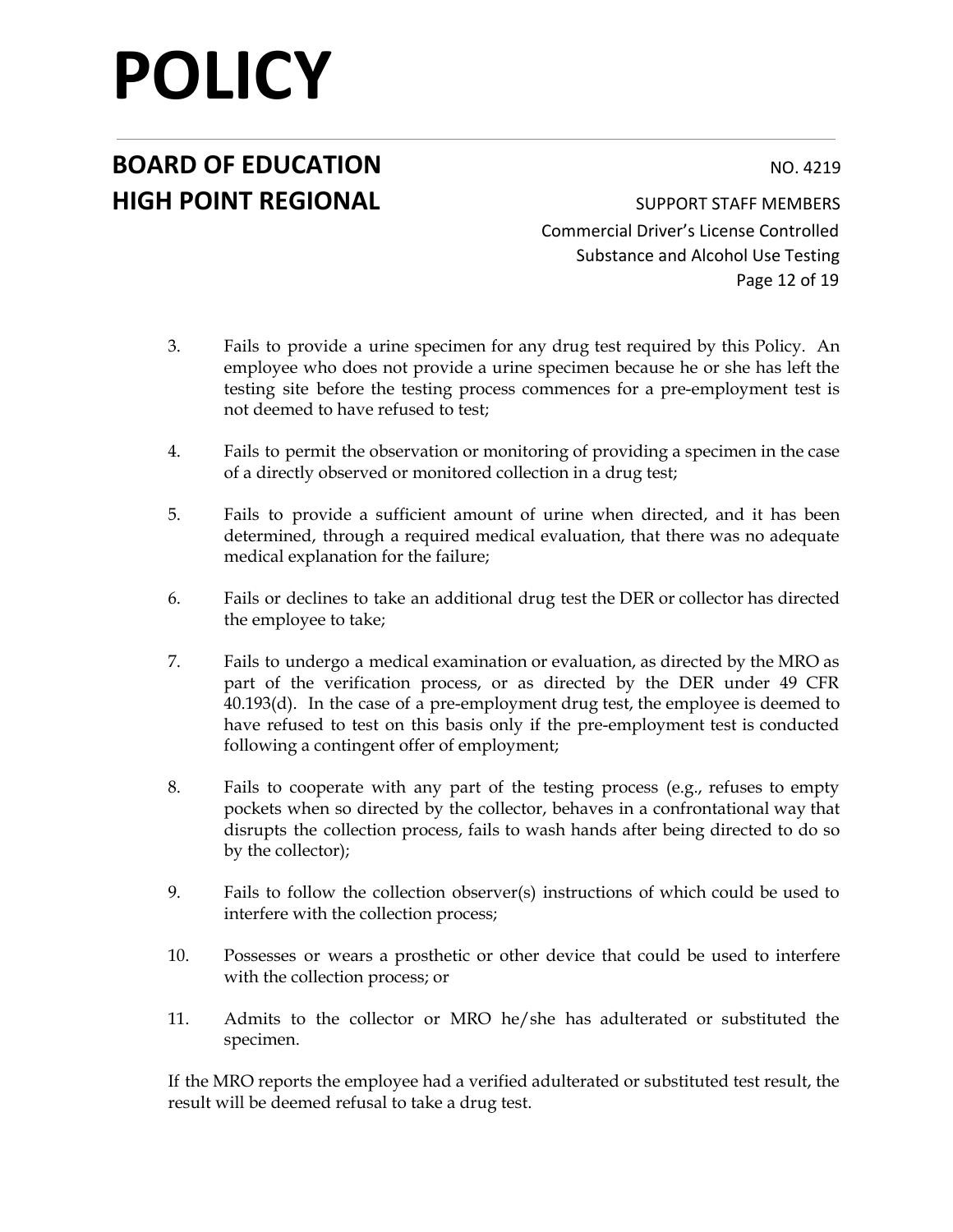3. Fails to provide a urine specimen for any drug test required by this Policy. An employee who does not provide a urine specimen because he or she has left the testing site before the testing process commences for a pre-employment test is not deemed to have refused to test;

4. Fails to permit the observation or monitoring of providing a specimen in the case of a directly observed or monitored collection in a drug test;

5. Fails to provide a sufficient amount of urine when directed, and it has been determined, through a required medical evaluation, that there was no adequate medical explanation for the failure;

6. Fails or declines to take an additional drug test the DER or collector has directed the employee to take;

7. Fails to undergo a medical examination or evaluation, as directed by the MRO as part of the verification process, or as directed by the DER under 49 CFR 40.193(d). In the case of a pre-employment drug test, the employee is deemed to have refused to test on this basis only if the pre-employment test is conducted following a contingent offer of employment;

8. Fails to cooperate with any part of the testing process (e.g., refuses to empty pockets when so directed by the collector, behaves in a confrontational way that disrupts the collection process, fails to wash hands after being directed to do so by the collector);

9. Fails to follow the collection observer(s) instructions of which could be used to interfere with the collection process;

10. Possesses or wears a prosthetic or other device that could be used to interfere with the collection process; or

11. Admits to the collector or MRO he/she has adulterated or substituted the specimen.

If the MRO reports the employee had a verified adulterated or substituted test result, the result will be deemed refusal to take a drug test.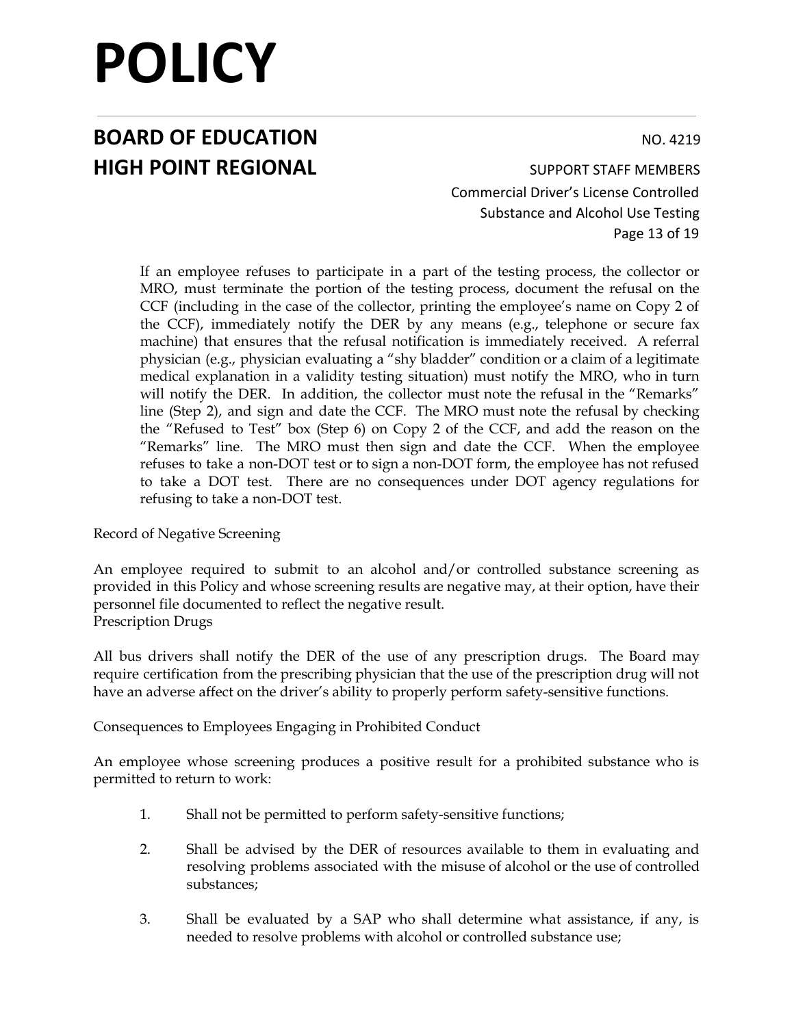If an employee refuses to participate in a part of the testing process, the collector or MRO, must terminate the portion of the testing process, document the refusal on the CCF (including in the case of the collector, printing the employee's name on Copy 2 of the CCF), immediately notify the DER by any means (e.g., telephone or secure fax machine) that ensures that the refusal notification is immediately received. A referral physician (e.g., physician evaluating a "shy bladder" condition or a claim of a legitimate medical explanation in a validity testing situation) must notify the MRO, who in turn will notify the DER. In addition, the collector must note the refusal in the "Remarks" line (Step 2), and sign and date the CCF. The MRO must note the refusal by checking the "Refused to Test" box (Step 6) on Copy 2 of the CCF, and add the reason on the "Remarks" line. The MRO must then sign and date the CCF. When the employee refuses to take a non-DOT test or to sign a non-DOT form, the employee has not refused to take a DOT test. There are no consequences under DOT agency regulations for refusing to take a non-DOT test.

Record of Negative Screening

An employee required to submit to an alcohol and/or controlled substance screening as provided in this Policy and whose screening results are negative may, at their option, have their personnel file documented to reflect the negative result.

Prescription Drugs

All bus drivers shall notify the DER of the use of any prescription drugs. The Board may require certification from the prescribing physician that the use of the prescription drug will not have an adverse affect on the driver's ability to properly perform safety-sensitive functions.

Consequences to Employees Engaging in Prohibited Conduct

An employee whose screening produces a positive result for a prohibited substance who is permitted to return to work:

1. Shall not be permitted to perform safety-sensitive functions;

2. Shall be advised by the DER of resources available to them in evaluating and resolving problems associated with the misuse of alcohol or the use of controlled substances;

3. Shall be evaluated by a SAP who shall determine what assistance, if any, is needed to resolve problems with alcohol or controlled substance use;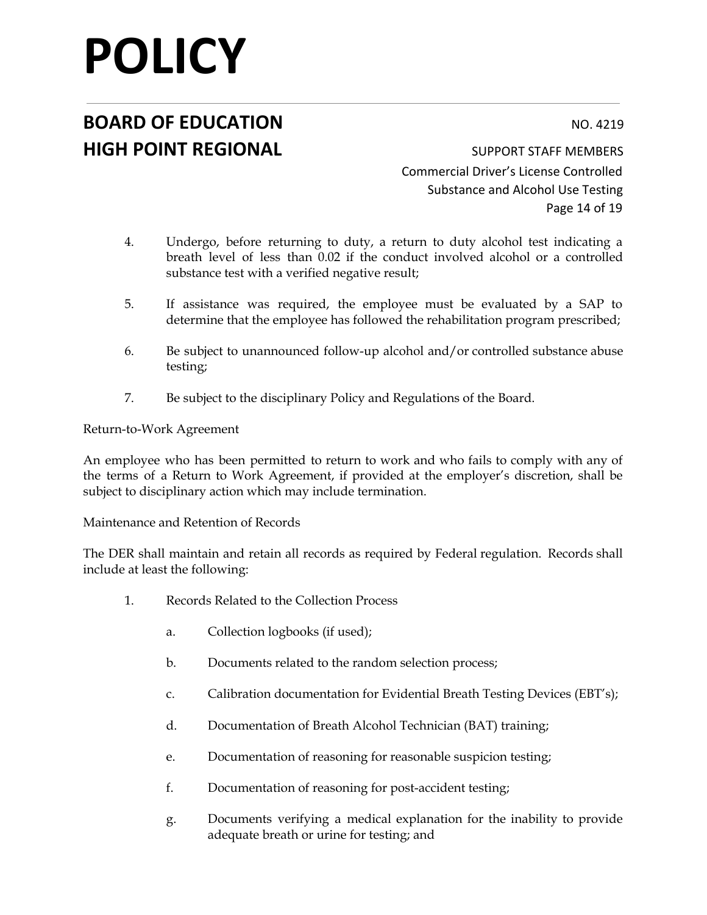4. Undergo, before returning to duty, a return to duty alcohol test indicating a breath level of less than 0.02 if the conduct involved alcohol or a controlled substance test with a verified negative result;

5. If assistance was required, the employee must be evaluated by a SAP to determine that the employee has followed the rehabilitation program prescribed;

6. Be subject to unannounced follow-up alcohol and/or controlled substance abuse testing;

7. Be subject to the disciplinary Policy and Regulations of the Board.

Return-to-Work Agreement

An employee who has been permitted to return to work and who fails to comply with any of the terms of a Return to Work Agreement, if provided at the employer's discretion, shall be subject to disciplinary action which may include termination.

Maintenance and Retention of Records

The DER shall maintain and retain all records as required by Federal regulation. Records shall include at least the following:

1. Records Related to the Collection Process

   a. Collection logbooks (if used);

   b. Documents related to the random selection process;

   c. Calibration documentation for Evidential Breath Testing Devices (EBT's);

   d. Documentation of Breath Alcohol Technician (BAT) training;

   e. Documentation of reasoning for reasonable suspicion testing;

   f. Documentation of reasoning for post-accident testing;

   g. Documents verifying a medical explanation for the inability to provide adequate breath or urine for testing; and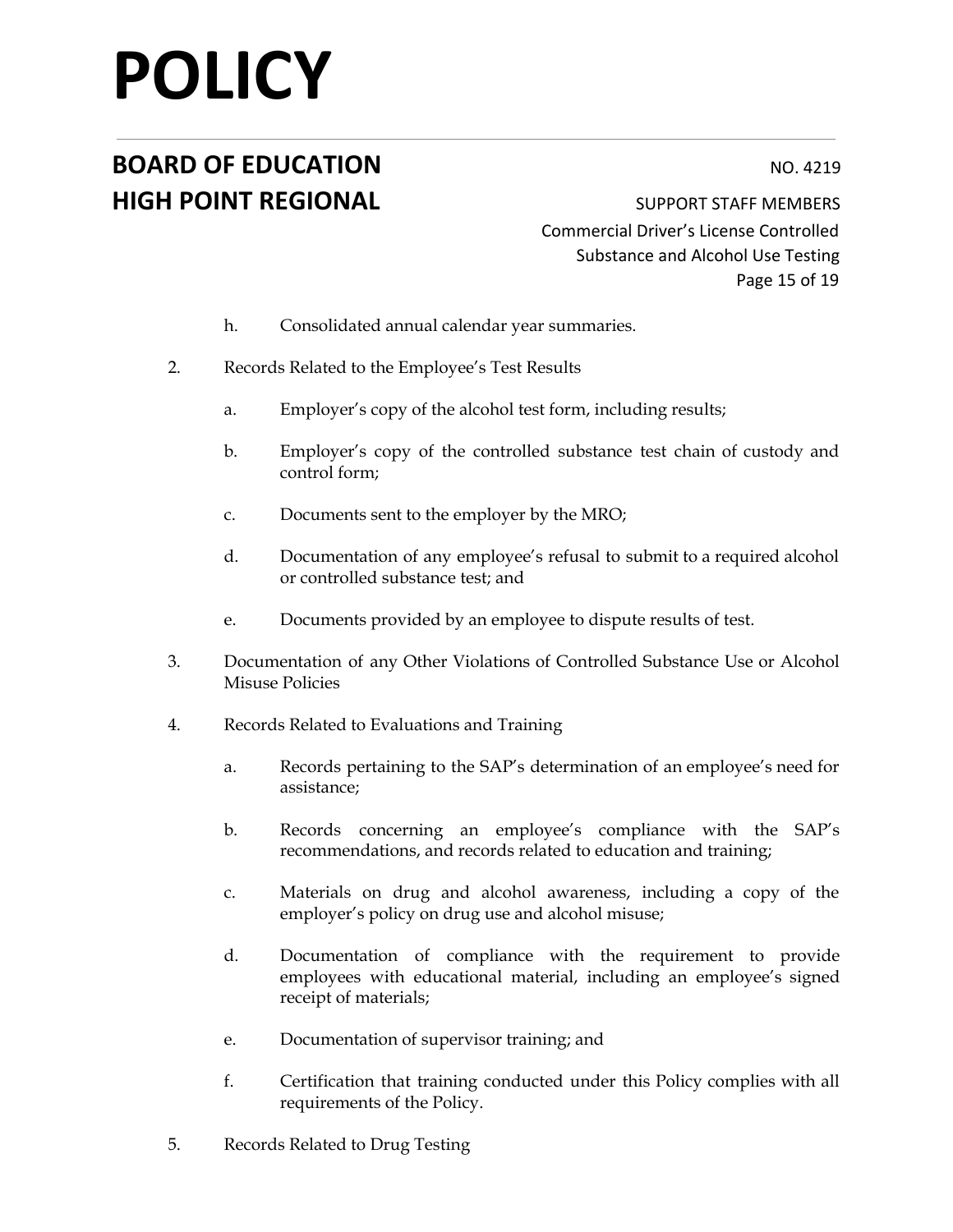h. Consolidated annual calendar year summaries.

2. Records Related to the Employee's Test Results

   a. Employer's copy of the alcohol test form, including results;

   b. Employer's copy of the controlled substance test chain of custody and control form;

   c. Documents sent to the employer by the MRO;

   d. Documentation of any employee's refusal to submit to a required alcohol or controlled substance test; and

   e. Documents provided by an employee to dispute results of test.

3. Documentation of any Other Violations of Controlled Substance Use or Alcohol Misuse Policies

4. Records Related to Evaluations and Training

   a. Records pertaining to the SAP's determination of an employee's need for assistance;

   b. Records concerning an employee's compliance with the SAP's recommendations, and records related to education and training;

   c. Materials on drug and alcohol awareness, including a copy of the employer's policy on drug use and alcohol misuse;

   d. Documentation of compliance with the requirement to provide employees with educational material, including an employee's signed receipt of materials;

   e. Documentation of supervisor training; and

   f. Certification that training conducted under this Policy complies with all requirements of the Policy.

5. Records Related to Drug Testing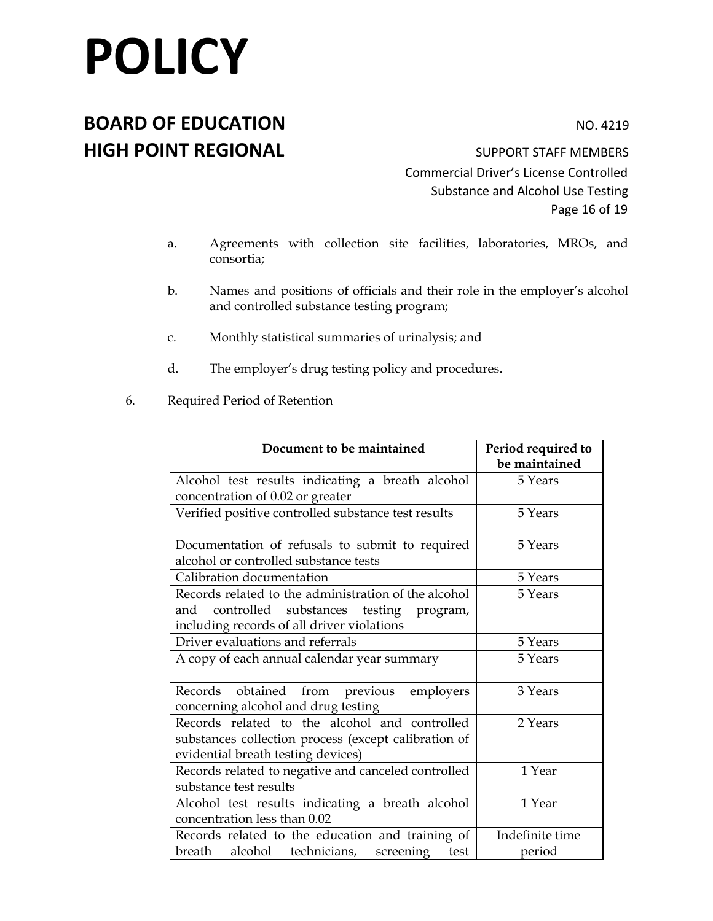a. Agreements with collection site facilities, laboratories, MROs, and consortia;

b. Names and positions of officials and their role in the employer's alcohol and controlled substance testing program;

c. Monthly statistical summaries of urinalysis; and

d. The employer's drug testing policy and procedures.

6. Required Period of Retention

| Document to be maintained | Period required to be maintained |
|---|---|
| Alcohol test results indicating a breath alcohol concentration of 0.02 or greater | 5 Years |
| Verified positive controlled substance test results | 5 Years |
| Documentation of refusals to submit to required alcohol or controlled substance tests | 5 Years |
| Calibration documentation | 5 Years |
| Records related to the administration of the alcohol and controlled substances testing program, including records of all driver violations | 5 Years |
| Driver evaluations and referrals | 5 Years |
| A copy of each annual calendar year summary | 5 Years |
| Records obtained from previous employers concerning alcohol and drug testing | 3 Years |
| Records related to the alcohol and controlled substances collection process (except calibration of evidential breath testing devices) | 2 Years |
| Records related to negative and canceled controlled substance test results | 1 Year |
| Alcohol test results indicating a breath alcohol concentration less than 0.02 | 1 Year |
| Records related to the education and training of breath alcohol technicians, screening test | Indefinite time period |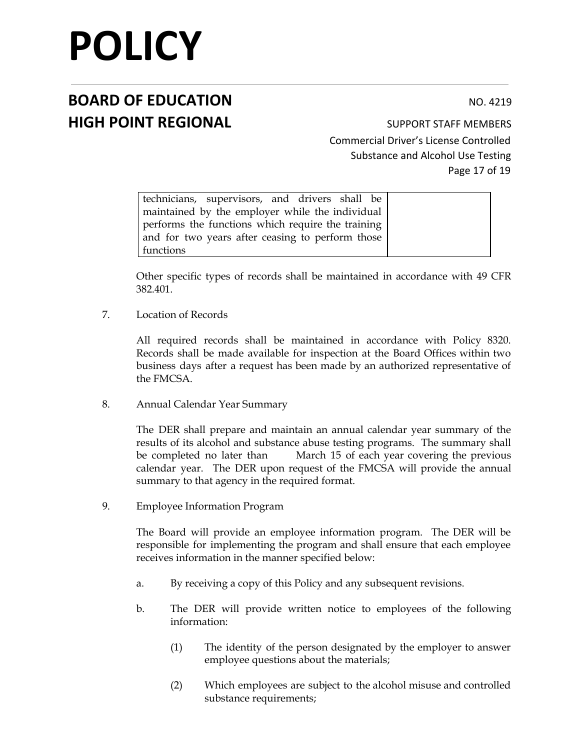| | |
|---|---|
| technicians, supervisors, and drivers shall be maintained by the employer while the individual performs the functions which require the training and for two years after ceasing to perform those functions | |

Other specific types of records shall be maintained in accordance with 49 CFR 382.401.

7. Location of Records

   All required records shall be maintained in accordance with Policy 8320. Records shall be made available for inspection at the Board Offices within two business days after a request has been made by an authorized representative of the FMCSA.

8. Annual Calendar Year Summary

   The DER shall prepare and maintain an annual calendar year summary of the results of its alcohol and substance abuse testing programs. The summary shall be completed no later than March 15 of each year covering the previous calendar year. The DER upon request of the FMCSA will provide the annual summary to that agency in the required format.

9. Employee Information Program

   The Board will provide an employee information program. The DER will be responsible for implementing the program and shall ensure that each employee receives information in the manner specified below:

   a. By receiving a copy of this Policy and any subsequent revisions.

   b. The DER will provide written notice to employees of the following information:

      (1) The identity of the person designated by the employer to answer employee questions about the materials;

      (2) Which employees are subject to the alcohol misuse and controlled substance requirements;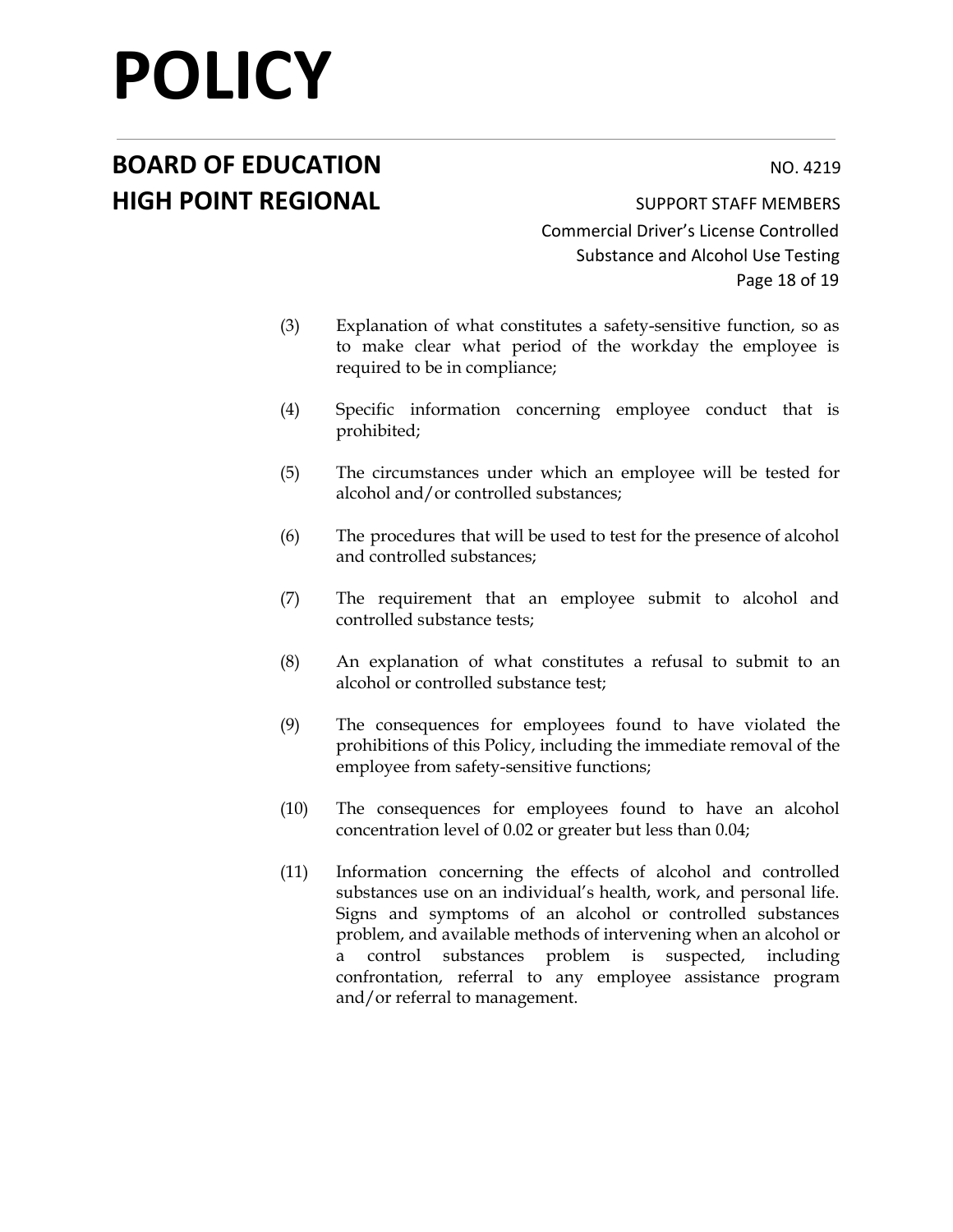(3) Explanation of what constitutes a safety-sensitive function, so as to make clear what period of the workday the employee is required to be in compliance;

(4) Specific information concerning employee conduct that is prohibited;

(5) The circumstances under which an employee will be tested for alcohol and/or controlled substances;

(6) The procedures that will be used to test for the presence of alcohol and controlled substances;

(7) The requirement that an employee submit to alcohol and controlled substance tests;

(8) An explanation of what constitutes a refusal to submit to an alcohol or controlled substance test;

(9) The consequences for employees found to have violated the prohibitions of this Policy, including the immediate removal of the employee from safety-sensitive functions;

(10) The consequences for employees found to have an alcohol concentration level of 0.02 or greater but less than 0.04;

(11) Information concerning the effects of alcohol and controlled substances use on an individual's health, work, and personal life. Signs and symptoms of an alcohol or controlled substances problem, and available methods of intervening when an alcohol or a control substances problem is suspected, including confrontation, referral to any employee assistance program and/or referral to management.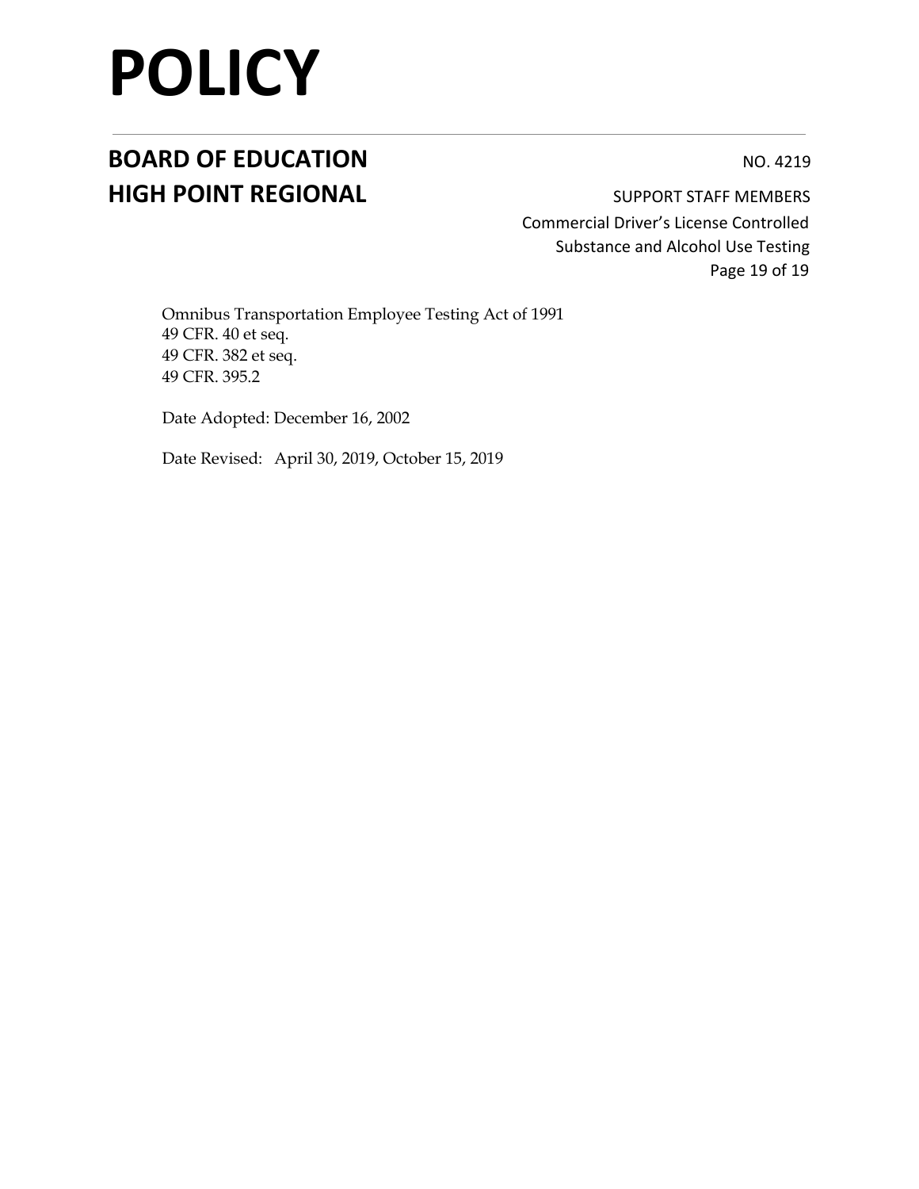Omnibus Transportation Employee Testing Act of 1991
49 CFR. 40 et seq.
49 CFR. 382 et seq.
49 CFR. 395.2

Date Adopted: December 16, 2002

Date Revised: April 30, 2019, October 15, 2019